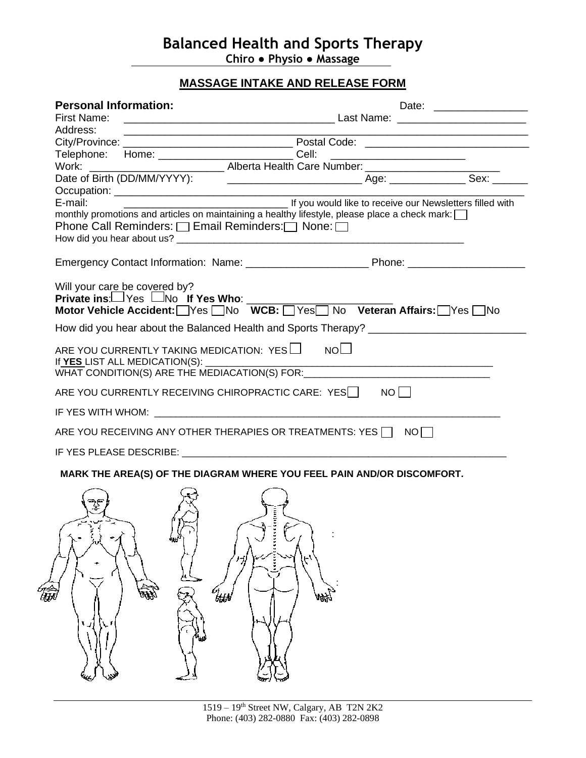# Balanced Health and Sports Therapy

**Chiro ● Physio ● Massage**

## MASSAGE INTAKE AND RELEASE FORM

**Personal Information:** Date: ________________

First Name: ____________________________________ Last Name: ______________________

Address: ________________________________________________________________

City/Province: ____________________________ Postal Code: ____________________________

Telephone: Home: _______________________ Cell: ________________________

Work: ______________________ Alberta Health Care Number: _______________________

Date of Birth (DD/MM/YYYY): ________________________ Age: _____________ Sex: ______

Occupation: ______________________________________________________________

E-mail: ____________________________ If you would like to receive our Newsletters filled with monthly promotions and articles on maintaining a healthy lifestyle, please place a check mark: ☐

Phone Call Reminders: ☐ Email Reminders: ☐ None: ☐

How did you hear about us? ____________________________________________________

Emergency Contact Information: Name: ____________________ Phone: ___________________

Will your care be covered by?

**Private ins**: ☐ Yes ☐ No **If Yes Who**: ________________________

**Motor Vehicle Accident:** ☐ Yes ☐ No **WCB:** ☐ Yes ☐ No **Veteran Affairs:** ☐ Yes ☐ No

How did you hear about the Balanced Health and Sports Therapy? __________________________

ARE YOU CURRENTLY TAKING MEDICATION: YES ☐ NO ☐

If **YES** LIST ALL MEDICATION(S): ____________________________________________________

WHAT CONDITION(S) ARE THE MEDIACATION(S) FOR: _________________________________

ARE YOU CURRENTLY RECEIVING CHIROPRACTIC CARE: YES ☐ NO ☐

IF YES WITH WHOM: ______________________________________________________________

ARE YOU RECEIVING ANY OTHER THERAPIES OR TREATMENTS: YES ☐ NO ☐

IF YES PLEASE DESCRIBE: __________________________________________________________

**MARK THE AREA(S) OF THE DIAGRAM WHERE YOU FEEL PAIN AND/OR DISCOMFORT.**

1519 – 19th Street NW, Calgary, AB T2N 2K2
Phone: (403) 282-0880 Fax: (403) 282-0898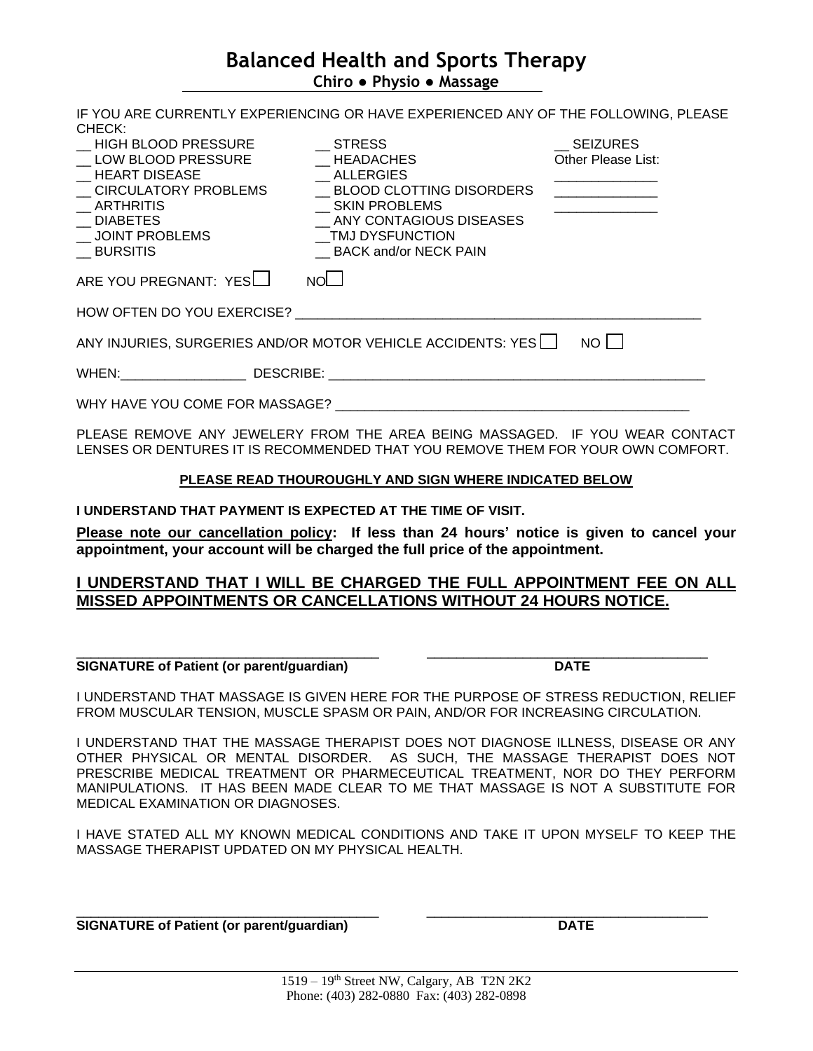# Balanced Health and Sports Therapy

**Chiro ● Physio ● Massage**

IF YOU ARE CURRENTLY EXPERIENCING OR HAVE EXPERIENCED ANY OF THE FOLLOWING, PLEASE CHECK:

| | | |
|---|---|---|
| __ HIGH BLOOD PRESSURE | __ STRESS | __ SEIZURES |
| __ LOW BLOOD PRESSURE | __ HEADACHES | Other Please List: |
| __ HEART DISEASE | __ ALLERGIES | ______________ |
| __ CIRCULATORY PROBLEMS | __ BLOOD CLOTTING DISORDERS | ______________ |
| __ ARTHRITIS | __ SKIN PROBLEMS | ______________ |
| __ DIABETES | __ ANY CONTAGIOUS DISEASES | |
| __ JOINT PROBLEMS | __TMJ DYSFUNCTION | |
| __ BURSITIS | __ BACK and/or NECK PAIN | |

ARE YOU PREGNANT: YES ☐ NO ☐

HOW OFTEN DO YOU EXERCISE? ________________________________________________________

ANY INJURIES, SURGERIES AND/OR MOTOR VEHICLE ACCIDENTS: YES ☐ NO ☐

WHEN:_________________ DESCRIBE: _____________________________________________________

WHY HAVE YOU COME FOR MASSAGE? _________________________________________________

PLEASE REMOVE ANY JEWELERY FROM THE AREA BEING MASSAGED. IF YOU WEAR CONTACT LENSES OR DENTURES IT IS RECOMMENDED THAT YOU REMOVE THEM FOR YOUR OWN COMFORT.

**PLEASE READ THOUROUGHLY AND SIGN WHERE INDICATED BELOW**

**I UNDERSTAND THAT PAYMENT IS EXPECTED AT THE TIME OF VISIT.**

**Please note our cancellation policy: If less than 24 hours' notice is given to cancel your appointment, your account will be charged the full price of the appointment.**

**I UNDERSTAND THAT I WILL BE CHARGED THE FULL APPOINTMENT FEE ON ALL MISSED APPOINTMENTS OR CANCELLATIONS WITHOUT 24 HOURS NOTICE.**

___________________________________________ ________________________________________

**SIGNATURE of Patient (or parent/guardian)** **DATE**

I UNDERSTAND THAT MASSAGE IS GIVEN HERE FOR THE PURPOSE OF STRESS REDUCTION, RELIEF FROM MUSCULAR TENSION, MUSCLE SPASM OR PAIN, AND/OR FOR INCREASING CIRCULATION.

I UNDERSTAND THAT THE MASSAGE THERAPIST DOES NOT DIAGNOSE ILLNESS, DISEASE OR ANY OTHER PHYSICAL OR MENTAL DISORDER. AS SUCH, THE MASSAGE THERAPIST DOES NOT PRESCRIBE MEDICAL TREATMENT OR PHARMECEUTICAL TREATMENT, NOR DO THEY PERFORM MANIPULATIONS. IT HAS BEEN MADE CLEAR TO ME THAT MASSAGE IS NOT A SUBSTITUTE FOR MEDICAL EXAMINATION OR DIAGNOSES.

I HAVE STATED ALL MY KNOWN MEDICAL CONDITIONS AND TAKE IT UPON MYSELF TO KEEP THE MASSAGE THERAPIST UPDATED ON MY PHYSICAL HEALTH.

___________________________________________ ________________________________________

**SIGNATURE of Patient (or parent/guardian)** **DATE**

1519 – 19th Street NW, Calgary, AB T2N 2K2
Phone: (403) 282-0880 Fax: (403) 282-0898